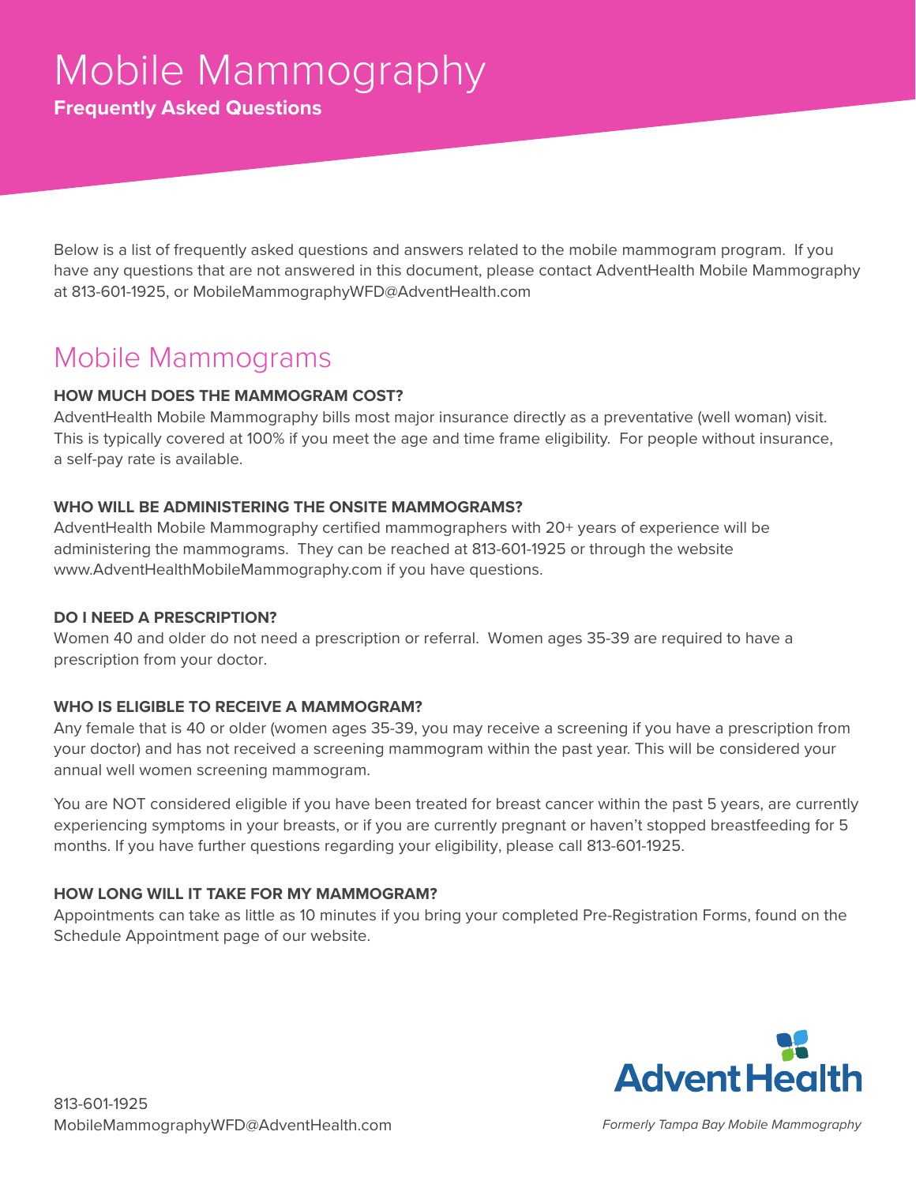# Mobile Mammography

**Frequently Asked Questions**

Below is a list of frequently asked questions and answers related to the mobile mammogram program. If you have any questions that are not answered in this document, please contact AdventHealth Mobile Mammography at 813-601-1925, or MobileMammographyWFD@AdventHealth.com

## Mobile Mammograms

### HOW MUCH DOES THE MAMMOGRAM COST?

AdventHealth Mobile Mammography bills most major insurance directly as a preventative (well woman) visit. This is typically covered at 100% if you meet the age and time frame eligibility. For people without insurance, a self-pay rate is available.

### WHO WILL BE ADMINISTERING THE ONSITE MAMMOGRAMS?

AdventHealth Mobile Mammography certified mammographers with 20+ years of experience will be administering the mammograms. They can be reached at 813-601-1925 or through the website www.AdventHealthMobileMammography.com if you have questions.

### DO I NEED A PRESCRIPTION?

Women 40 and older do not need a prescription or referral. Women ages 35-39 are required to have a prescription from your doctor.

### WHO IS ELIGIBLE TO RECEIVE A MAMMOGRAM?

Any female that is 40 or older (women ages 35-39, you may receive a screening if you have a prescription from your doctor) and has not received a screening mammogram within the past year. This will be considered your annual well women screening mammogram.

You are NOT considered eligible if you have been treated for breast cancer within the past 5 years, are currently experiencing symptoms in your breasts, or if you are currently pregnant or haven't stopped breastfeeding for 5 months. If you have further questions regarding your eligibility, please call 813-601-1925.

### HOW LONG WILL IT TAKE FOR MY MAMMOGRAM?

Appointments can take as little as 10 minutes if you bring your completed Pre-Registration Forms, found on the Schedule Appointment page of our website.

813-601-1925
MobileMammographyWFD@AdventHealth.com

AdventHealth

*Formerly Tampa Bay Mobile Mammography*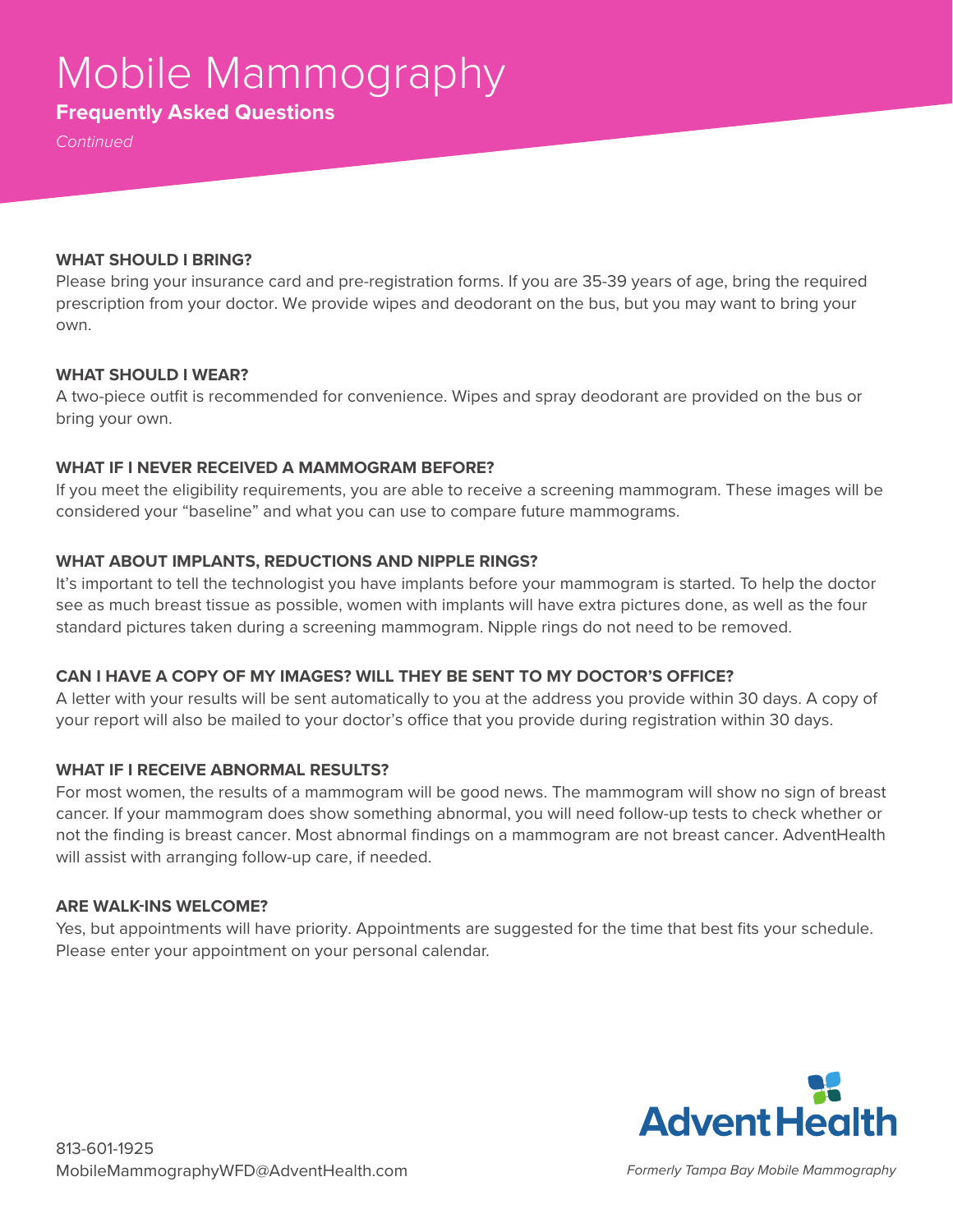# Mobile Mammography

## Frequently Asked Questions

*Continued*

**WHAT SHOULD I BRING?**

Please bring your insurance card and pre-registration forms. If you are 35-39 years of age, bring the required prescription from your doctor. We provide wipes and deodorant on the bus, but you may want to bring your own.

**WHAT SHOULD I WEAR?**

A two-piece outfit is recommended for convenience. Wipes and spray deodorant are provided on the bus or bring your own.

**WHAT IF I NEVER RECEIVED A MAMMOGRAM BEFORE?**

If you meet the eligibility requirements, you are able to receive a screening mammogram. These images will be considered your "baseline" and what you can use to compare future mammograms.

**WHAT ABOUT IMPLANTS, REDUCTIONS AND NIPPLE RINGS?**

It's important to tell the technologist you have implants before your mammogram is started. To help the doctor see as much breast tissue as possible, women with implants will have extra pictures done, as well as the four standard pictures taken during a screening mammogram. Nipple rings do not need to be removed.

**CAN I HAVE A COPY OF MY IMAGES? WILL THEY BE SENT TO MY DOCTOR'S OFFICE?**

A letter with your results will be sent automatically to you at the address you provide within 30 days. A copy of your report will also be mailed to your doctor's office that you provide during registration within 30 days.

**WHAT IF I RECEIVE ABNORMAL RESULTS?**

For most women, the results of a mammogram will be good news. The mammogram will show no sign of breast cancer. If your mammogram does show something abnormal, you will need follow-up tests to check whether or not the finding is breast cancer. Most abnormal findings on a mammogram are not breast cancer. AdventHealth will assist with arranging follow-up care, if needed.

**ARE WALK-INS WELCOME?**

Yes, but appointments will have priority. Appointments are suggested for the time that best fits your schedule. Please enter your appointment on your personal calendar.

813-601-1925
MobileMammographyWFD@AdventHealth.com

AdventHealth

*Formerly Tampa Bay Mobile Mammography*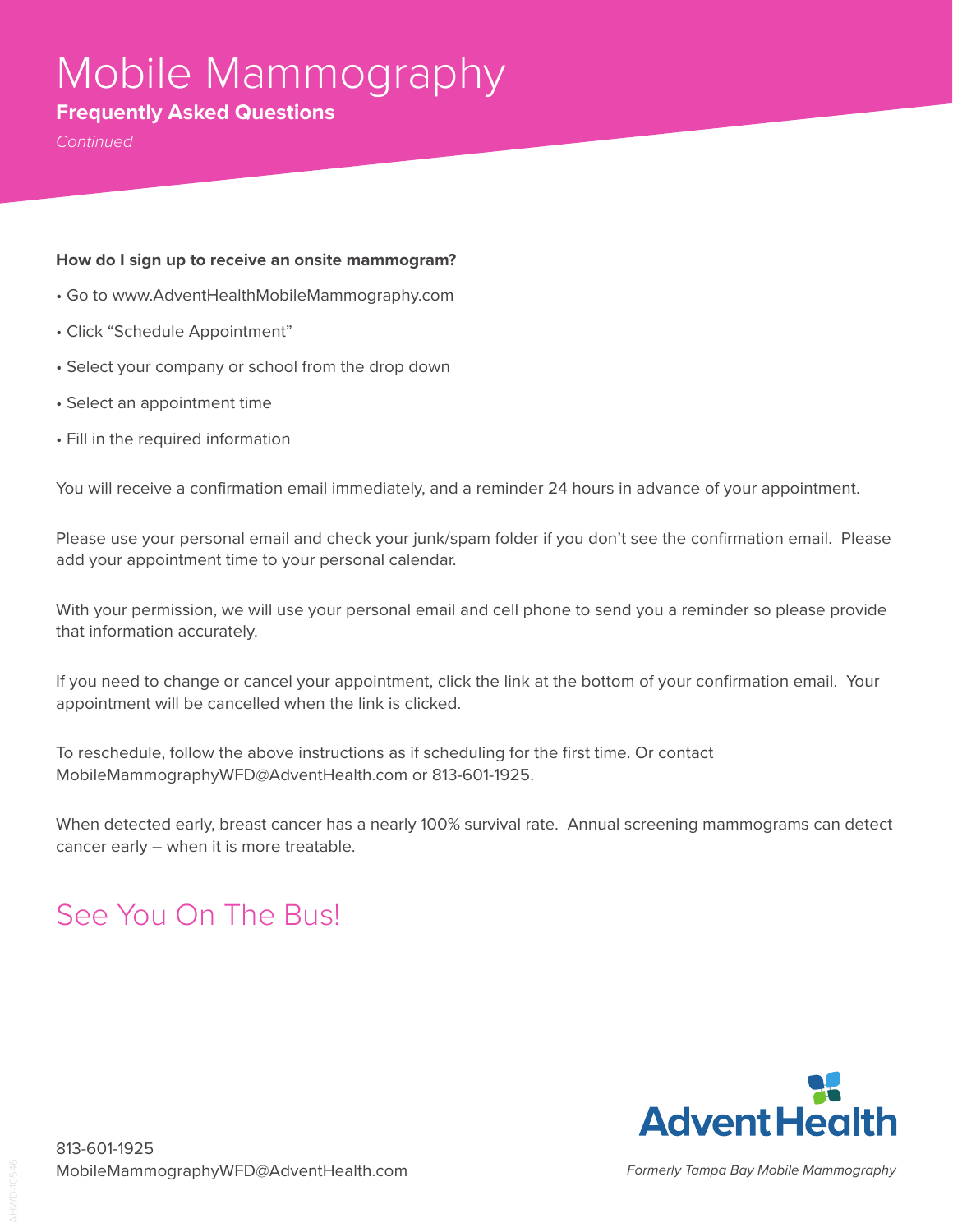# Mobile Mammography

## Frequently Asked Questions

*Continued*

**How do I sign up to receive an onsite mammogram?**

- Go to www.AdventHealthMobileMammography.com
- Click "Schedule Appointment"
- Select your company or school from the drop down
- Select an appointment time
- Fill in the required information

You will receive a confirmation email immediately, and a reminder 24 hours in advance of your appointment.

Please use your personal email and check your junk/spam folder if you don't see the confirmation email. Please add your appointment time to your personal calendar.

With your permission, we will use your personal email and cell phone to send you a reminder so please provide that information accurately.

If you need to change or cancel your appointment, click the link at the bottom of your confirmation email. Your appointment will be cancelled when the link is clicked.

To reschedule, follow the above instructions as if scheduling for the first time. Or contact MobileMammographyWFD@AdventHealth.com or 813-601-1925.

When detected early, breast cancer has a nearly 100% survival rate. Annual screening mammograms can detect cancer early – when it is more treatable.

## See You On The Bus!

813-601-1925
MobileMammographyWFD@AdventHealth.com

AdventHealth

*Formerly Tampa Bay Mobile Mammography*

AHWD-10546